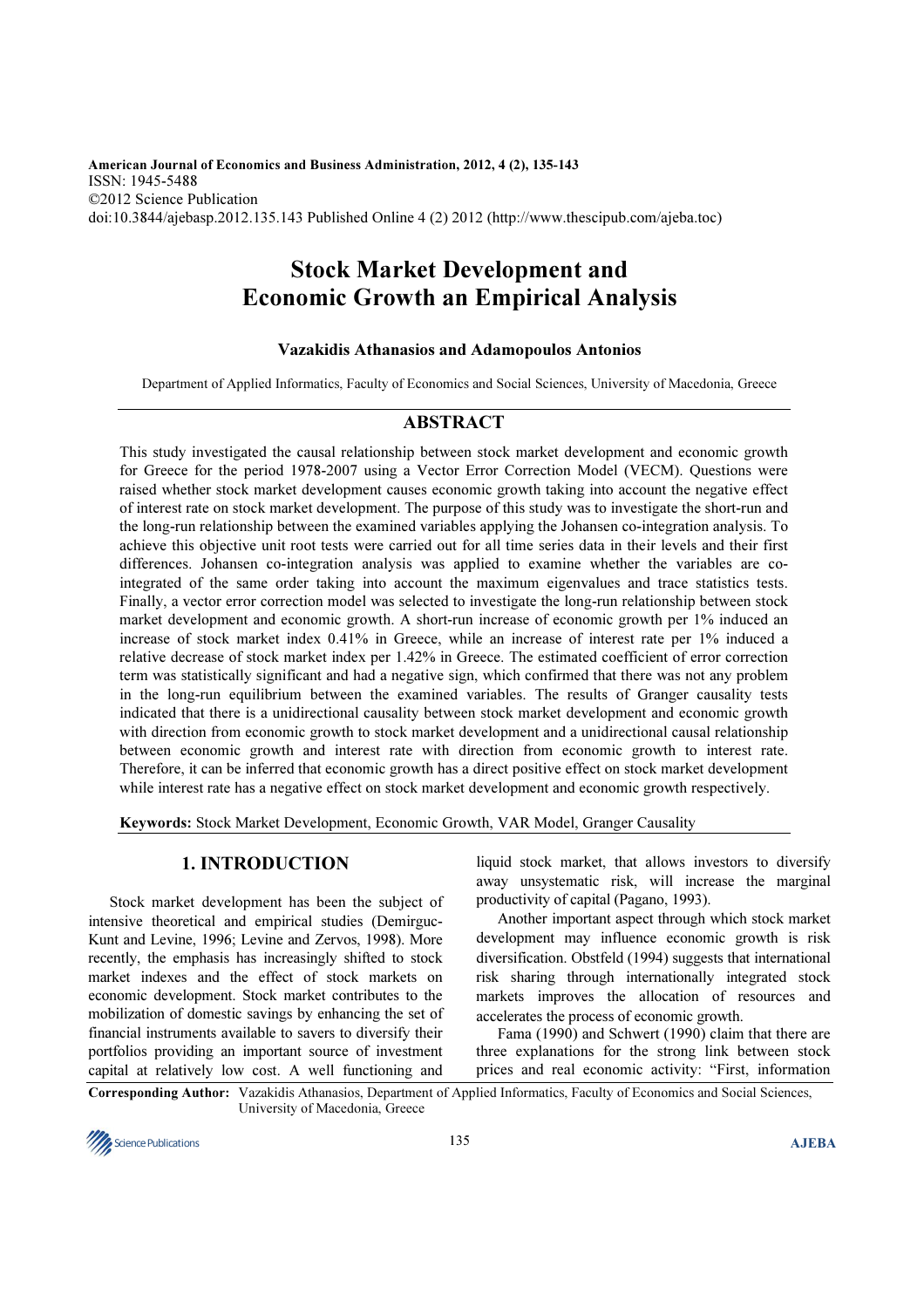**American Journal of Economics and Business Administration, 2012, 4 (2), 135-143**
ISSN: 1945-5488
©2012 Science Publication
doi:10.3844/ajebasp.2012.135.143 Published Online 4 (2) 2012 (http://www.thescipub.com/ajeba.toc)

# Stock Market Development and Economic Growth an Empirical Analysis

**Vazakidis Athanasios and Adamopoulos Antonios**

Department of Applied Informatics, Faculty of Economics and Social Sciences, University of Macedonia, Greece

## ABSTRACT

This study investigated the causal relationship between stock market development and economic growth for Greece for the period 1978-2007 using a Vector Error Correction Model (VECM). Questions were raised whether stock market development causes economic growth taking into account the negative effect of interest rate on stock market development. The purpose of this study was to investigate the short-run and the long-run relationship between the examined variables applying the Johansen co-integration analysis. To achieve this objective unit root tests were carried out for all time series data in their levels and their first differences. Johansen co-integration analysis was applied to examine whether the variables are co-integrated of the same order taking into account the maximum eigenvalues and trace statistics tests. Finally, a vector error correction model was selected to investigate the long-run relationship between stock market development and economic growth. A short-run increase of economic growth per 1% induced an increase of stock market index 0.41% in Greece, while an increase of interest rate per 1% induced a relative decrease of stock market index per 1.42% in Greece. The estimated coefficient of error correction term was statistically significant and had a negative sign, which confirmed that there was not any problem in the long-run equilibrium between the examined variables. The results of Granger causality tests indicated that there is a unidirectional causality between stock market development and economic growth with direction from economic growth to stock market development and a unidirectional causal relationship between economic growth and interest rate with direction from economic growth to interest rate. Therefore, it can be inferred that economic growth has a direct positive effect on stock market development while interest rate has a negative effect on stock market development and economic growth respectively.

**Keywords:** Stock Market Development, Economic Growth, VAR Model, Granger Causality

## 1. INTRODUCTION

Stock market development has been the subject of intensive theoretical and empirical studies (Demirguc-Kunt and Levine, 1996; Levine and Zervos, 1998). More recently, the emphasis has increasingly shifted to stock market indexes and the effect of stock markets on economic development. Stock market contributes to the mobilization of domestic savings by enhancing the set of financial instruments available to savers to diversify their portfolios providing an important source of investment capital at relatively low cost. A well functioning and liquid stock market, that allows investors to diversify away unsystematic risk, will increase the marginal productivity of capital (Pagano, 1993).

Another important aspect through which stock market development may influence economic growth is risk diversification. Obstfeld (1994) suggests that international risk sharing through internationally integrated stock markets improves the allocation of resources and accelerates the process of economic growth.

Fama (1990) and Schwert (1990) claim that there are three explanations for the strong link between stock prices and real economic activity: "First, information

**Corresponding Author:** Vazakidis Athanasios, Department of Applied Informatics, Faculty of Economics and Social Sciences, University of Macedonia, Greece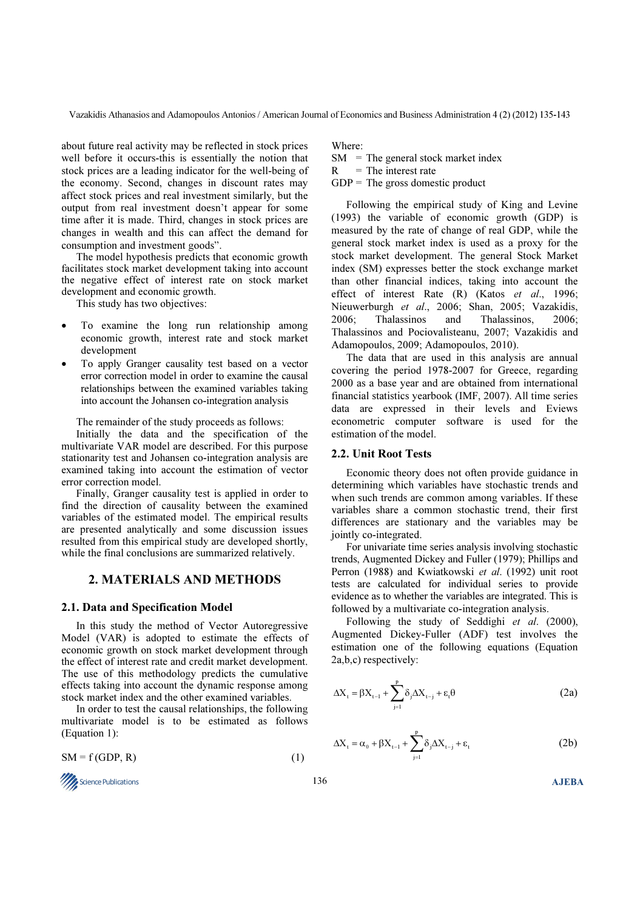about future real activity may be reflected in stock prices well before it occurs-this is essentially the notion that stock prices are a leading indicator for the well-being of the economy. Second, changes in discount rates may affect stock prices and real investment similarly, but the output from real investment doesn't appear for some time after it is made. Third, changes in stock prices are changes in wealth and this can affect the demand for consumption and investment goods".

The model hypothesis predicts that economic growth facilitates stock market development taking into account the negative effect of interest rate on stock market development and economic growth.

This study has two objectives:

- To examine the long run relationship among economic growth, interest rate and stock market development
- To apply Granger causality test based on a vector error correction model in order to examine the causal relationships between the examined variables taking into account the Johansen co-integration analysis

The remainder of the study proceeds as follows:

Initially the data and the specification of the multivariate VAR model are described. For this purpose stationarity test and Johansen co-integration analysis are examined taking into account the estimation of vector error correction model.

Finally, Granger causality test is applied in order to find the direction of causality between the examined variables of the estimated model. The empirical results are presented analytically and some discussion issues resulted from this empirical study are developed shortly, while the final conclusions are summarized relatively.

## 2. MATERIALS AND METHODS

### 2.1. Data and Specification Model

In this study the method of Vector Autoregressive Model (VAR) is adopted to estimate the effects of economic growth on stock market development through the effect of interest rate and credit market development. The use of this methodology predicts the cumulative effects taking into account the dynamic response among stock market index and the other examined variables.

In order to test the causal relationships, the following multivariate model is to be estimated as follows (Equation 1):

$$SM = f(GDP, R) \tag{1}$$

Where:

SM = The general stock market index
R = The interest rate
GDP = The gross domestic product

Following the empirical study of King and Levine (1993) the variable of economic growth (GDP) is measured by the rate of change of real GDP, while the general stock market index is used as a proxy for the stock market development. The general Stock Market index (SM) expresses better the stock exchange market than other financial indices, taking into account the effect of interest Rate (R) (Katos *et al*., 1996; Nieuwerburgh *et al*., 2006; Shan, 2005; Vazakidis, 2006; Thalassinos and Thalassinos, 2006; Thalassinos and Pociovalisteanu, 2007; Vazakidis and Adamopoulos, 2009; Adamopoulos, 2010).

The data that are used in this analysis are annual covering the period 1978-2007 for Greece, regarding 2000 as a base year and are obtained from international financial statistics yearbook (IMF, 2007). All time series data are expressed in their levels and Eviews econometric computer software is used for the estimation of the model.

### 2.2. Unit Root Tests

Economic theory does not often provide guidance in determining which variables have stochastic trends and when such trends are common among variables. If these variables share a common stochastic trend, their first differences are stationary and the variables may be jointly co-integrated.

For univariate time series analysis involving stochastic trends, Augmented Dickey and Fuller (1979); Phillips and Perron (1988) and Kwiatkowski *et al*. (1992) unit root tests are calculated for individual series to provide evidence as to whether the variables are integrated. This is followed by a multivariate co-integration analysis.

Following the study of Seddighi *et al*. (2000), Augmented Dickey-Fuller (ADF) test involves the estimation one of the following equations (Equation 2a,b,c) respectively:

$$\Delta X_t = \beta X_{t-1} + \sum_{j=1}^{p} \delta_j \Delta X_{t-j} + \varepsilon_t \theta \tag{2a}$$

$$\Delta X_t = \alpha_0 + \beta X_{t-1} + \sum_{j=1}^{p} \delta_j \Delta X_{t-j} + \varepsilon_t \tag{2b}$$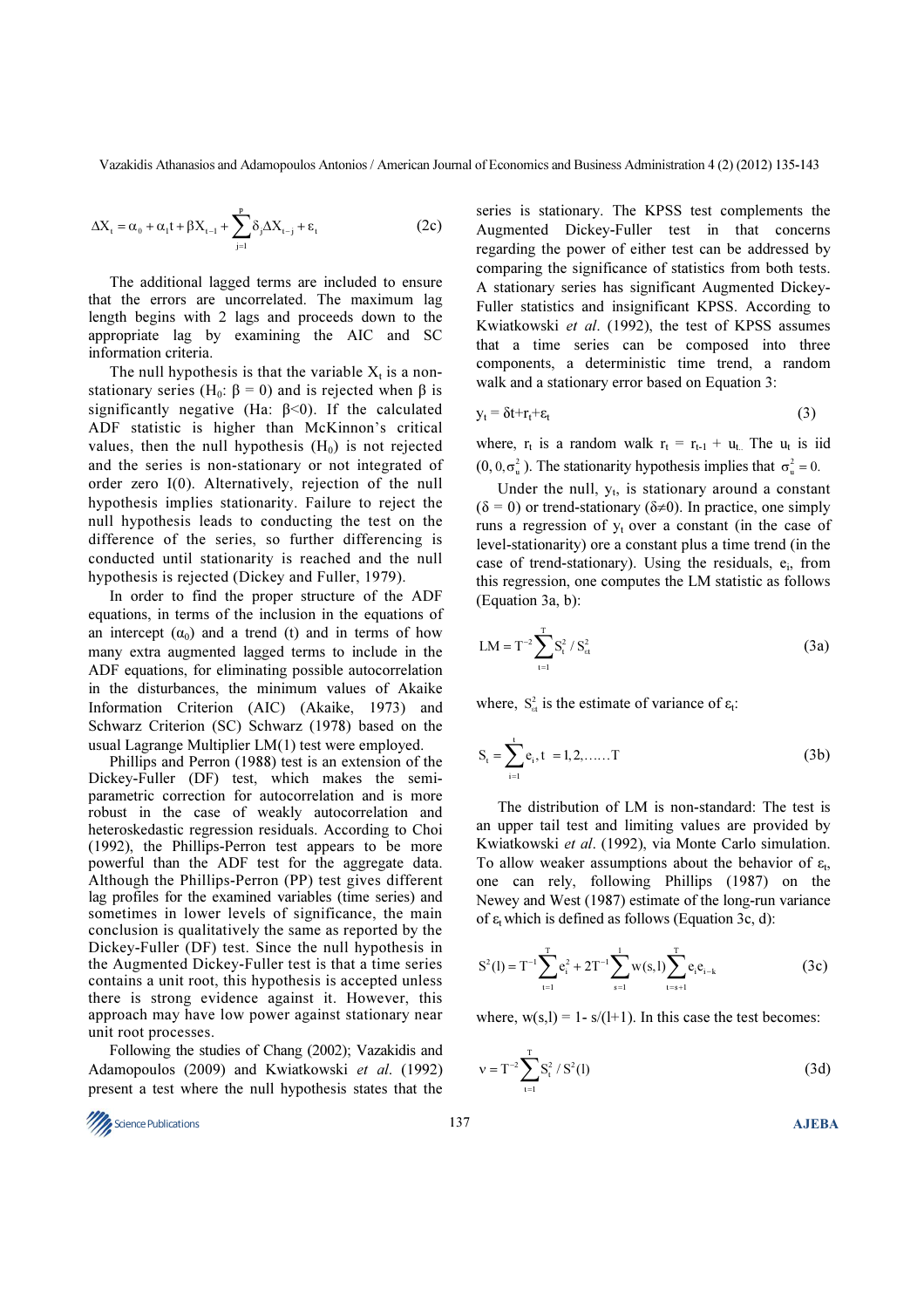$$\Delta X_t = \alpha_0 + \alpha_1 t + \beta X_{t-1} + \sum_{j=1}^{p} \delta_j \Delta X_{t-j} + \varepsilon_t \tag{2c}$$

The additional lagged terms are included to ensure that the errors are uncorrelated. The maximum lag length begins with 2 lags and proceeds down to the appropriate lag by examining the AIC and SC information criteria.

The null hypothesis is that the variable $X_t$ is a non-stationary series ($H_0$: $\beta = 0$) and is rejected when $\beta$ is significantly negative (Ha: $\beta<0$). If the calculated ADF statistic is higher than McKinnon's critical values, then the null hypothesis ($H_0$) is not rejected and the series is non-stationary or not integrated of order zero I(0). Alternatively, rejection of the null hypothesis implies stationarity. Failure to reject the null hypothesis leads to conducting the test on the difference of the series, so further differencing is conducted until stationarity is reached and the null hypothesis is rejected (Dickey and Fuller, 1979).

In order to find the proper structure of the ADF equations, in terms of the inclusion in the equations of an intercept ($\alpha_0$) and a trend (t) and in terms of how many extra augmented lagged terms to include in the ADF equations, for eliminating possible autocorrelation in the disturbances, the minimum values of Akaike Information Criterion (AIC) (Akaike, 1973) and Schwarz Criterion (SC) Schwarz (1978) based on the usual Lagrange Multiplier LM(1) test were employed.

Phillips and Perron (1988) test is an extension of the Dickey-Fuller (DF) test, which makes the semi-parametric correction for autocorrelation and is more robust in the case of weakly autocorrelation and heteroskedastic regression residuals. According to Choi (1992), the Phillips-Perron test appears to be more powerful than the ADF test for the aggregate data. Although the Phillips-Perron (PP) test gives different lag profiles for the examined variables (time series) and sometimes in lower levels of significance, the main conclusion is qualitatively the same as reported by the Dickey-Fuller (DF) test. Since the null hypothesis in the Augmented Dickey-Fuller test is that a time series contains a unit root, this hypothesis is accepted unless there is strong evidence against it. However, this approach may have low power against stationary near unit root processes.

Following the studies of Chang (2002); Vazakidis and Adamopoulos (2009) and Kwiatkowski *et al*. (1992) present a test where the null hypothesis states that the series is stationary. The KPSS test complements the Augmented Dickey-Fuller test in that concerns regarding the power of either test can be addressed by comparing the significance of statistics from both tests. A stationary series has significant Augmented Dickey-Fuller statistics and insignificant KPSS. According to Kwiatkowski *et al*. (1992), the test of KPSS assumes that a time series can be composed into three components, a deterministic time trend, a random walk and a stationary error based on Equation 3:

$$y_t = \delta t + r_t + \varepsilon_t \tag{3}$$

where, $r_t$ is a random walk $r_t = r_{t-1} + u_t$. The $u_t$ is iid $(0, 0, \sigma_u^2)$. The stationarity hypothesis implies that $\sigma_u^2 = 0$.

Under the null, $y_t$, is stationary around a constant ($\delta = 0$) or trend-stationary ($\delta \neq 0$). In practice, one simply runs a regression of $y_t$ over a constant (in the case of level-stationarity) ore a constant plus a time trend (in the case of trend-stationary). Using the residuals, $e_i$, from this regression, one computes the LM statistic as follows (Equation 3a, b):

$$LM = T^{-2} \sum_{t=1}^{T} S_t^2 / S_{\varepsilon t}^2 \tag{3a}$$

where, $S_{\varepsilon t}^2$ is the estimate of variance of $\varepsilon_t$:

$$S_t = \sum_{i=1}^{t} e_i, \; t = 1,2,\ldots\ldots T \tag{3b}$$

The distribution of LM is non-standard: The test is an upper tail test and limiting values are provided by Kwiatkowski *et al*. (1992), via Monte Carlo simulation. To allow weaker assumptions about the behavior of $\varepsilon_t$, one can rely, following Phillips (1987) on the Newey and West (1987) estimate of the long-run variance of $\varepsilon_t$ which is defined as follows (Equation 3c, d):

$$S^2(l) = T^{-1} \sum_{t=1}^{T} e_t^2 + 2T^{-1} \sum_{s=1}^{l} w(s,l) \sum_{t=s+1}^{T} e_t e_{t-k} \tag{3c}$$

where, $w(s,l) = 1 - s/(l+1)$. In this case the test becomes:

$$v = T^{-2} \sum_{t=1}^{T} S_t^2 / S^2(l) \tag{3d}$$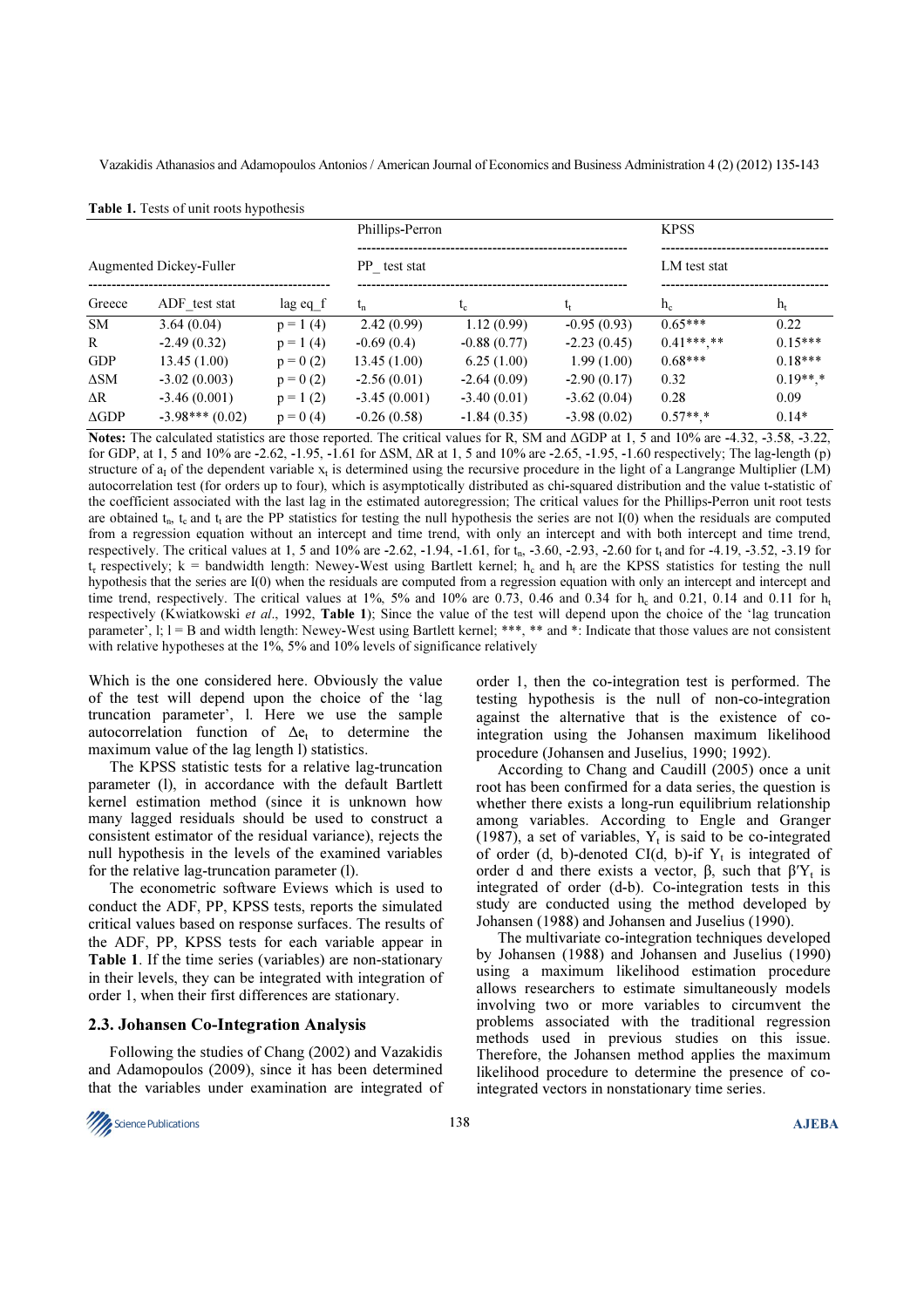**Table 1.** Tests of unit roots hypothesis

| Augmented Dickey-Fuller | | | Phillips-Perron | | | KPSS | |
|---|---|---|---|---|---|---|---|
| | | | PP_ test stat | | | LM test stat | |
| Greece | ADF_test stat | lag eq_f | $t_n$ | $t_c$ | $t_t$ | $h_c$ | $h_t$ |
| SM | 3.64 (0.04) | p = 1 (4) | 2.42 (0.99) | 1.12 (0.99) | -0.95 (0.93) | 0.65*** | 0.22 |
| R | -2.49 (0.32) | p = 1 (4) | -0.69 (0.4) | -0.88 (0.77) | -2.23 (0.45) | 0.41***,** | 0.15*** |
| GDP | 13.45 (1.00) | p = 0 (2) | 13.45 (1.00) | 6.25 (1.00) | 1.99 (1.00) | 0.68*** | 0.18*** |
| ΔSM | -3.02 (0.003) | p = 0 (2) | -2.56 (0.01) | -2.64 (0.09) | -2.90 (0.17) | 0.32 | 0.19**,* |
| ΔR | -3.46 (0.001) | p = 1 (2) | -3.45 (0.001) | -3.40 (0.01) | -3.62 (0.04) | 0.28 | 0.09 |
| ΔGDP | -3.98*** (0.02) | p = 0 (4) | -0.26 (0.58) | -1.84 (0.35) | -3.98 (0.02) | 0.57**,* | 0.14* |

**Notes:** The calculated statistics are those reported. The critical values for R, SM and ΔGDP at 1, 5 and 10% are -4.32, -3.58, -3.22, for GDP, at 1, 5 and 10% are -2.62, -1.95, -1.61 for ΔSM, ΔR at 1, 5 and 10% are -2.65, -1.95, -1.60 respectively; The lag-length (p) structure of $a_I$ of the dependent variable $x_t$ is determined using the recursive procedure in the light of a Langrange Multiplier (LM) autocorrelation test (for orders up to four), which is asymptotically distributed as chi-squared distribution and the value t-statistic of the coefficient associated with the last lag in the estimated autoregression; The critical values for the Phillips-Perron unit root tests are obtained $t_n$, $t_c$ and $t_t$ are the PP statistics for testing the null hypothesis the series are not I(0) when the residuals are computed from a regression equation without an intercept and time trend, with only an intercept and with both intercept and time trend, respectively. The critical values at 1, 5 and 10% are -2.62, -1.94, -1.61, for $t_n$, -3.60, -2.93, -2.60 for $t_t$ and for -4.19, -3.52, -3.19 for $t_\tau$ respectively; k = bandwidth length: Newey-West using Bartlett kernel; $h_c$ and $h_t$ are the KPSS statistics for testing the null hypothesis that the series are I(0) when the residuals are computed from a regression equation with only an intercept and intercept and time trend, respectively. The critical values at 1%, 5% and 10% are 0.73, 0.46 and 0.34 for $h_c$ and 0.21, 0.14 and 0.11 for $h_t$ respectively (Kwiatkowski *et al*., 1992, **Table 1**); Since the value of the test will depend upon the choice of the 'lag truncation parameter', l; l = B and width length: Newey-West using Bartlett kernel; ***, ** and *: Indicate that those values are not consistent with relative hypotheses at the 1%, 5% and 10% levels of significance relatively

Which is the one considered here. Obviously the value of the test will depend upon the choice of the 'lag truncation parameter', l. Here we use the sample autocorrelation function of $\Delta e_t$ to determine the maximum value of the lag length l) statistics.

The KPSS statistic tests for a relative lag-truncation parameter (l), in accordance with the default Bartlett kernel estimation method (since it is unknown how many lagged residuals should be used to construct a consistent estimator of the residual variance), rejects the null hypothesis in the levels of the examined variables for the relative lag-truncation parameter (l).

The econometric software Eviews which is used to conduct the ADF, PP, KPSS tests, reports the simulated critical values based on response surfaces. The results of the ADF, PP, KPSS tests for each variable appear in **Table 1**. If the time series (variables) are non-stationary in their levels, they can be integrated with integration of order 1, when their first differences are stationary.

### 2.3. Johansen Co-Integration Analysis

Following the studies of Chang (2002) and Vazakidis and Adamopoulos (2009), since it has been determined that the variables under examination are integrated of order 1, then the co-integration test is performed. The testing hypothesis is the null of non-co-integration against the alternative that is the existence of co-integration using the Johansen maximum likelihood procedure (Johansen and Juselius, 1990; 1992).

According to Chang and Caudill (2005) once a unit root has been confirmed for a data series, the question is whether there exists a long-run equilibrium relationship among variables. According to Engle and Granger (1987), a set of variables, $Y_t$ is said to be co-integrated of order (d, b)-denoted CI(d, b)-if $Y_t$ is integrated of order d and there exists a vector, β, such that $\beta' Y_t$ is integrated of order (d-b). Co-integration tests in this study are conducted using the method developed by Johansen (1988) and Johansen and Juselius (1990).

The multivariate co-integration techniques developed by Johansen (1988) and Johansen and Juselius (1990) using a maximum likelihood estimation procedure allows researchers to estimate simultaneously models involving two or more variables to circumvent the problems associated with the traditional regression methods used in previous studies on this issue. Therefore, the Johansen method applies the maximum likelihood procedure to determine the presence of co-integrated vectors in nonstationary time series.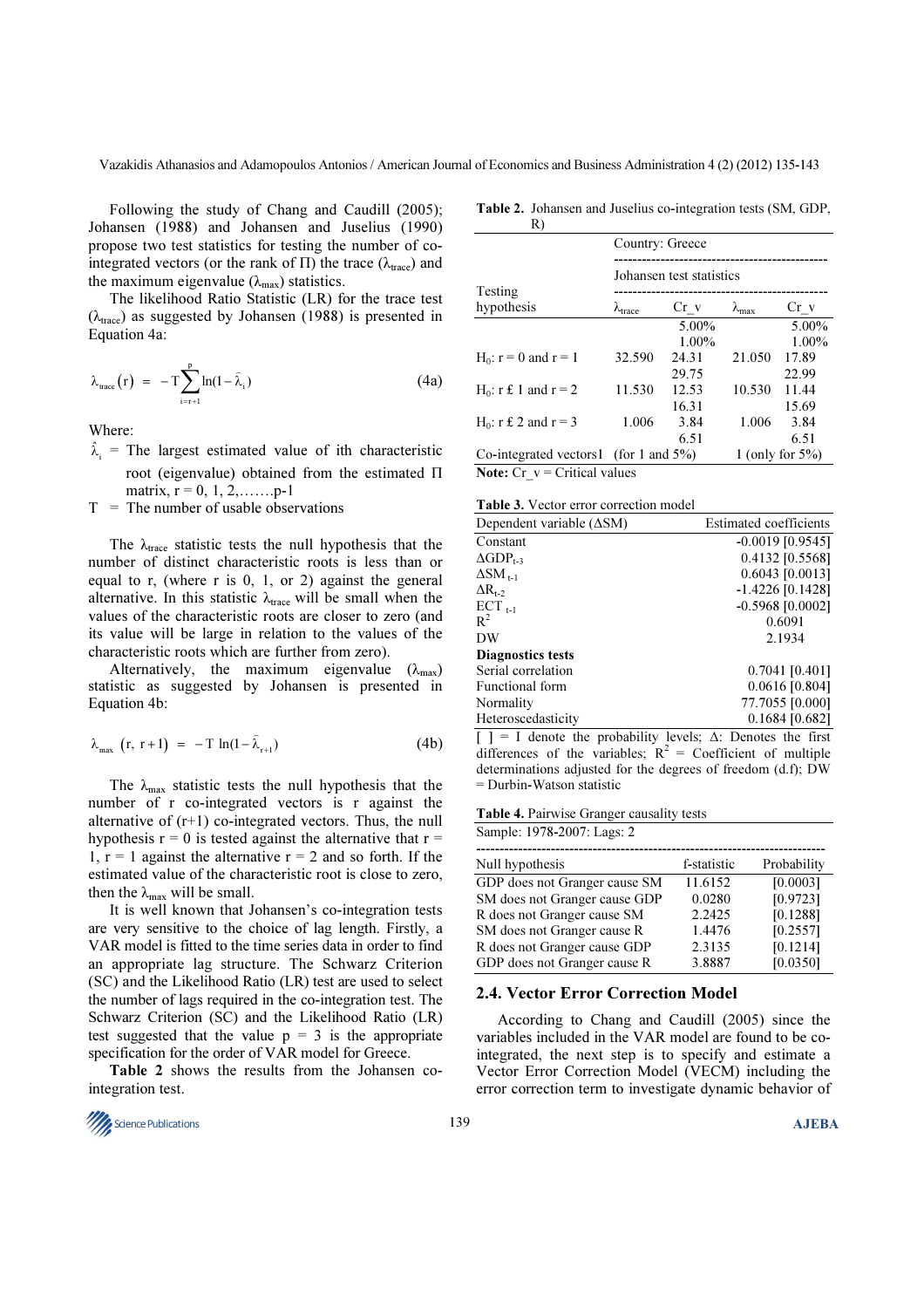Following the study of Chang and Caudill (2005); Johansen (1988) and Johansen and Juselius (1990) propose two test statistics for testing the number of co-integrated vectors (or the rank of Π) the trace ($\lambda_{trace}$) and the maximum eigenvalue ($\lambda_{max}$) statistics.

The likelihood Ratio Statistic (LR) for the trace test ($\lambda_{trace}$) as suggested by Johansen (1988) is presented in Equation 4a:

$$\lambda_{trace}(r) = -T\sum_{i=r+1}^{p}\ln(1-\hat{\lambda}_i) \tag{4a}$$

Where:

- $\hat{\lambda}_i$ = The largest estimated value of ith characteristic root (eigenvalue) obtained from the estimated Π matrix, r = 0, 1, 2,…….p-1
- T = The number of usable observations

The $\lambda_{trace}$ statistic tests the null hypothesis that the number of distinct characteristic roots is less than or equal to r, (where r is 0, 1, or 2) against the general alternative. In this statistic $\lambda_{trace}$ will be small when the values of the characteristic roots are closer to zero (and its value will be large in relation to the values of the characteristic roots which are further from zero).

Alternatively, the maximum eigenvalue ($\lambda_{max}$) statistic as suggested by Johansen is presented in Equation 4b:

$$\lambda_{max}(r,\ r+1) = -T\ln(1-\hat{\lambda}_{r+1}) \tag{4b}$$

The $\lambda_{max}$ statistic tests the null hypothesis that the number of r co-integrated vectors is r against the alternative of (r+1) co-integrated vectors. Thus, the null hypothesis r = 0 is tested against the alternative that r = 1, r = 1 against the alternative r = 2 and so forth. If the estimated value of the characteristic root is close to zero, then the $\lambda_{max}$ will be small.

It is well known that Johansen's co-integration tests are very sensitive to the choice of lag length. Firstly, a VAR model is fitted to the time series data in order to find an appropriate lag structure. The Schwarz Criterion (SC) and the Likelihood Ratio (LR) test are used to select the number of lags required in the co-integration test. The Schwarz Criterion (SC) and the Likelihood Ratio (LR) test suggested that the value p = 3 is the appropriate specification for the order of VAR model for Greece.

**Table 2** shows the results from the Johansen co-integration test.

**Table 2.** Johansen and Juselius co-integration tests (SM, GDP, R)

| Testing hypothesis | Country: Greece | | | |
|---|---|---|---|---|
| | Johansen test statistics | | | |
| | $\lambda_{trace}$ | Cr_v | $\lambda_{max}$ | Cr_v |
| | | 5.00% 1.00% | | 5.00% 1.00% |
| $H_0$: r = 0 and r = 1 | 32.590 | 24.31 29.75 | 21.050 | 17.89 22.99 |
| $H_0$: r £ 1 and r = 2 | 11.530 | 12.53 16.31 | 10.530 | 11.44 15.69 |
| $H_0$: r £ 2 and r = 3 | 1.006 | 3.84 6.51 | 1.006 | 3.84 6.51 |
| Co-integrated vectors | 1 (for 1 and 5%) | | 1 (only for 5%) | |

**Note:** Cr_v = Critical values

**Table 3.** Vector error correction model

| Dependent variable (ΔSM) | Estimated coefficients |
|---|---|
| Constant | -0.0019 [0.9545] |
| $\Delta GDP_{t-3}$ | 0.4132 [0.5568] |
| $\Delta SM_{t-1}$ | 0.6043 [0.0013] |
| $\Delta R_{t-2}$ | -1.4226 [0.1428] |
| $ECT_{t-1}$ | -0.5968 [0.0002] |
| $R^2$ | 0.6091 |
| DW | 2.1934 |
| **Diagnostics tests** | |
| Serial correlation | 0.7041 [0.401] |
| Functional form | 0.0616 [0.804] |
| Normality | 77.7055 [0.000] |
| Heteroscedasticity | 0.1684 [0.682] |

[ ] = I denote the probability levels; Δ: Denotes the first differences of the variables; $R^2$ = Coefficient of multiple determinations adjusted for the degrees of freedom (d.f); DW = Durbin-Watson statistic

**Table 4.** Pairwise Granger causality tests

Sample: 1978-2007: Lags: 2

| Null hypothesis | f-statistic | Probability |
|---|---|---|
| GDP does not Granger cause SM | 11.6152 | [0.0003] |
| SM does not Granger cause GDP | 0.0280 | [0.9723] |
| R does not Granger cause SM | 2.2425 | [0.1288] |
| SM does not Granger cause R | 1.4476 | [0.2557] |
| R does not Granger cause GDP | 2.3135 | [0.1214] |
| GDP does not Granger cause R | 3.8887 | [0.0350] |

## 2.4. Vector Error Correction Model

According to Chang and Caudill (2005) since the variables included in the VAR model are found to be co-integrated, the next step is to specify and estimate a Vector Error Correction Model (VECM) including the error correction term to investigate dynamic behavior of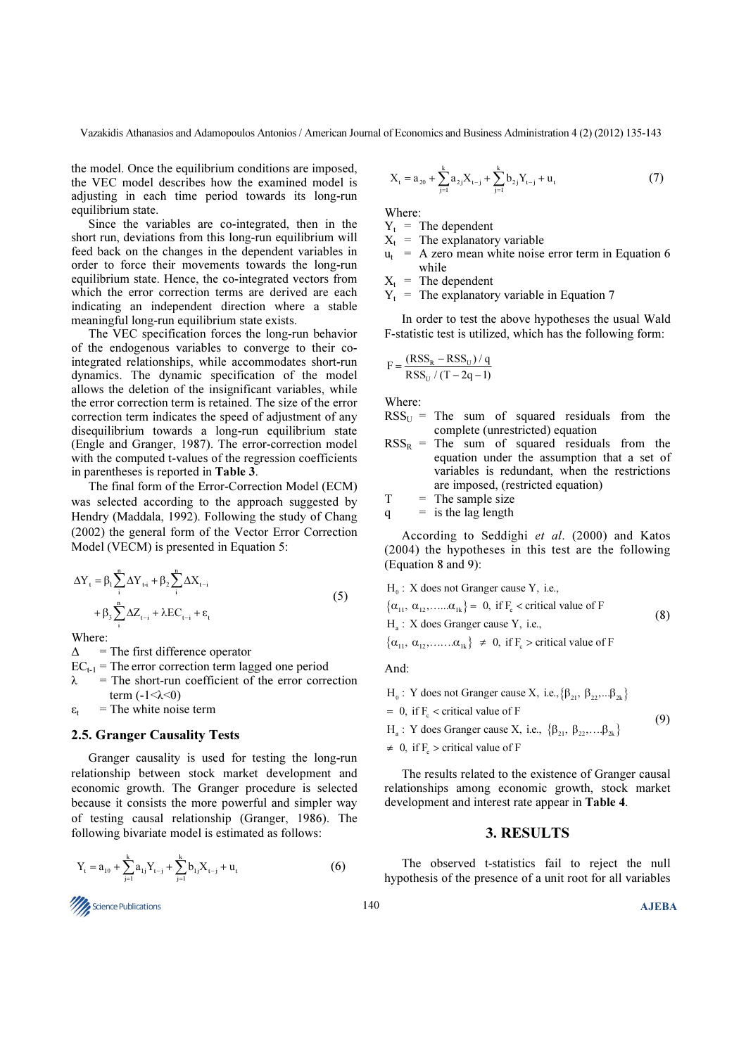the model. Once the equilibrium conditions are imposed, the VEC model describes how the examined model is adjusting in each time period towards its long-run equilibrium state.

Since the variables are co-integrated, then in the short run, deviations from this long-run equilibrium will feed back on the changes in the dependent variables in order to force their movements towards the long-run equilibrium state. Hence, the co-integrated vectors from which the error correction terms are derived are each indicating an independent direction where a stable meaningful long-run equilibrium state exists.

The VEC specification forces the long-run behavior of the endogenous variables to converge to their co-integrated relationships, while accommodates short-run dynamics. The dynamic specification of the model allows the deletion of the insignificant variables, while the error correction term is retained. The size of the error correction term indicates the speed of adjustment of any disequilibrium towards a long-run equilibrium state (Engle and Granger, 1987). The error-correction model with the computed t-values of the regression coefficients in parentheses is reported in **Table 3**.

The final form of the Error-Correction Model (ECM) was selected according to the approach suggested by Hendry (Maddala, 1992). Following the study of Chang (2002) the general form of the Vector Error Correction Model (VECM) is presented in Equation 5:

$$\Delta Y_t = \beta_1 \sum_i^n \Delta Y_{t-i} + \beta_2 \sum_i^n \Delta X_{t-i} + \beta_3 \sum_i^n \Delta Z_{t-i} + \lambda EC_{t-1} + \varepsilon_t \tag{5}$$

Where:

- $\Delta$ = The first difference operator
- $EC_{t-1}$ = The error correction term lagged one period
- $\lambda$ = The short-run coefficient of the error correction term $(-1<\lambda<0)$
- $\varepsilon_t$ = The white noise term

### 2.5. Granger Causality Tests

Granger causality is used for testing the long-run relationship between stock market development and economic growth. The Granger procedure is selected because it consists the more powerful and simpler way of testing causal relationship (Granger, 1986). The following bivariate model is estimated as follows:

$$Y_t = a_{10} + \sum_{j=1}^{k} a_{1j} Y_{t-j} + \sum_{j=1}^{k} b_{1j} X_{t-j} + u_t \tag{6}$$

$$X_t = a_{20} + \sum_{j=1}^{k} a_{2j} X_{t-j} + \sum_{j=1}^{k} b_{2j} Y_{t-j} + u_t \tag{7}$$

Where:

- $Y_t$ = The dependent
- $X_t$ = The explanatory variable
- $u_t$ = A zero mean white noise error term in Equation 6 while
- $X_t$ = The dependent
- $Y_t$ = The explanatory variable in Equation 7

In order to test the above hypotheses the usual Wald F-statistic test is utilized, which has the following form:

$$F = \frac{(RSS_R - RSS_U)/q}{RSS_U/(T-2q-1)}$$

Where:

- $RSS_U$ = The sum of squared residuals from the complete (unrestricted) equation
- $RSS_R$ = The sum of squared residuals from the equation under the assumption that a set of variables is redundant, when the restrictions are imposed, (restricted equation)
- T = The sample size
- q = is the lag length

According to Seddighi *et al*. (2000) and Katos (2004) the hypotheses in this test are the following (Equation 8 and 9):

$$\begin{aligned} &H_0: \text{X does not Granger cause Y, i.e.,} \\ &\{\alpha_{11}, \alpha_{12}, \ldots\ldots\alpha_{1k}\} = 0, \text{ if } F_c < \text{critical value of F} \\ &H_a: \text{X does Granger cause Y, i.e.,} \\ &\{\alpha_{11}, \alpha_{12}, \ldots\ldots\alpha_{1k}\} \neq 0, \text{ if } F_c > \text{critical value of F} \end{aligned} \tag{8}$$

And:

$$\begin{aligned} &H_0: \text{Y does not Granger cause X, i.e.,} \{\beta_{21}, \beta_{22}, \ldots\beta_{2k}\} \\ &= 0, \text{ if } F_c < \text{critical value of F} \\ &H_a: \text{Y does Granger cause X, i.e.,} \{\beta_{21}, \beta_{22}, \ldots\beta_{2k}\} \\ &\neq 0, \text{ if } F_c > \text{critical value of F} \end{aligned} \tag{9}$$

The results related to the existence of Granger causal relationships among economic growth, stock market development and interest rate appear in **Table 4**.

## 3. RESULTS

The observed t-statistics fail to reject the null hypothesis of the presence of a unit root for all variables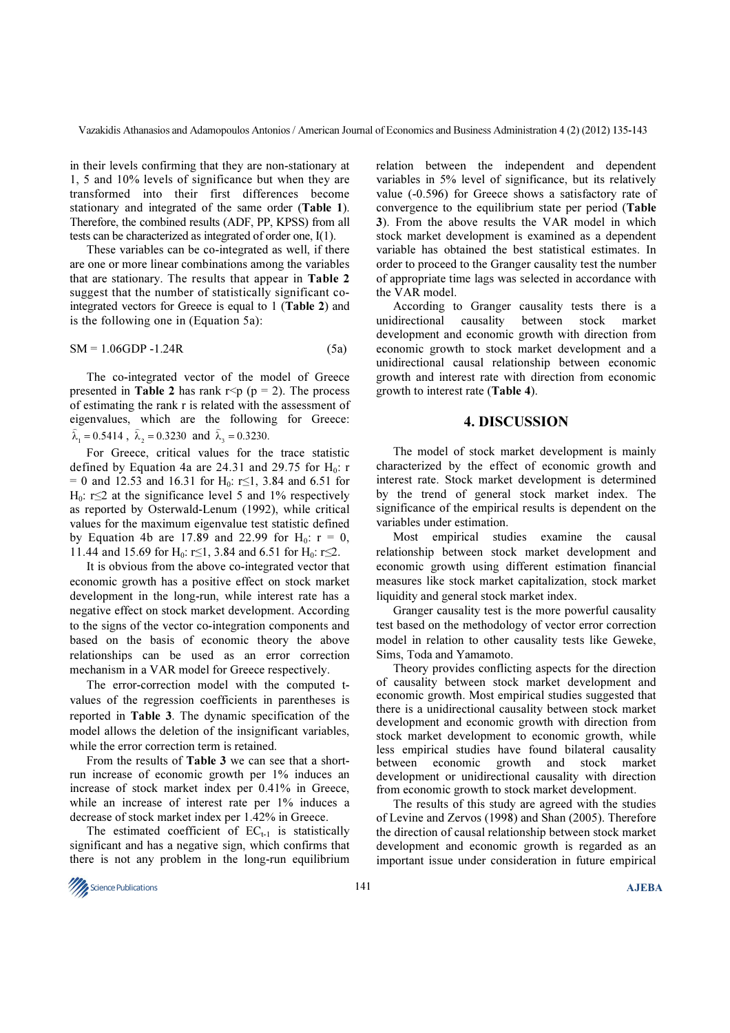in their levels confirming that they are non-stationary at 1, 5 and 10% levels of significance but when they are transformed into their first differences become stationary and integrated of the same order (**Table 1**). Therefore, the combined results (ADF, PP, KPSS) from all tests can be characterized as integrated of order one, I(1).

These variables can be co-integrated as well, if there are one or more linear combinations among the variables that are stationary. The results that appear in **Table 2** suggest that the number of statistically significant co-integrated vectors for Greece is equal to 1 (**Table 2**) and is the following one in (Equation 5a):

$$SM = 1.06GDP - 1.24R \tag{5a}$$

The co-integrated vector of the model of Greece presented in **Table 2** has rank $r<p$ ($p = 2$). The process of estimating the rank r is related with the assessment of eigenvalues, which are the following for Greece: $\hat{\lambda}_1 = 0.5414$, $\hat{\lambda}_2 = 0.3230$ and $\hat{\lambda}_3 = 0.3230$.

For Greece, critical values for the trace statistic defined by Equation 4a are 24.31 and 29.75 for $H_0$: $r = 0$ and 12.53 and 16.31 for $H_0$: $r \leq 1$, 3.84 and 6.51 for $H_0$: $r \leq 2$ at the significance level 5 and 1% respectively as reported by Osterwald-Lenum (1992), while critical values for the maximum eigenvalue test statistic defined by Equation 4b are 17.89 and 22.99 for $H_0$: $r = 0$, 11.44 and 15.69 for $H_0$: $r \leq 1$, 3.84 and 6.51 for $H_0$: $r \leq 2$.

It is obvious from the above co-integrated vector that economic growth has a positive effect on stock market development in the long-run, while interest rate has a negative effect on stock market development. According to the signs of the vector co-integration components and based on the basis of economic theory the above relationships can be used as an error correction mechanism in a VAR model for Greece respectively.

The error-correction model with the computed t-values of the regression coefficients in parentheses is reported in **Table 3**. The dynamic specification of the model allows the deletion of the insignificant variables, while the error correction term is retained.

From the results of **Table 3** we can see that a short-run increase of economic growth per 1% induces an increase of stock market index per 0.41% in Greece, while an increase of interest rate per 1% induces a decrease of stock market index per 1.42% in Greece.

The estimated coefficient of $EC_{t-1}$ is statistically significant and has a negative sign, which confirms that there is not any problem in the long-run equilibrium relation between the independent and dependent variables in 5% level of significance, but its relatively value (-0.596) for Greece shows a satisfactory rate of convergence to the equilibrium state per period (**Table 3**). From the above results the VAR model in which stock market development is examined as a dependent variable has obtained the best statistical estimates. In order to proceed to the Granger causality test the number of appropriate time lags was selected in accordance with the VAR model.

According to Granger causality tests there is a unidirectional causality between stock market development and economic growth with direction from economic growth to stock market development and a unidirectional causal relationship between economic growth and interest rate with direction from economic growth to interest rate (**Table 4**).

## 4. DISCUSSION

The model of stock market development is mainly characterized by the effect of economic growth and interest rate. Stock market development is determined by the trend of general stock market index. The significance of the empirical results is dependent on the variables under estimation.

Most empirical studies examine the causal relationship between stock market development and economic growth using different estimation financial measures like stock market capitalization, stock market liquidity and general stock market index.

Granger causality test is the more powerful causality test based on the methodology of vector error correction model in relation to other causality tests like Geweke, Sims, Toda and Yamamoto.

Theory provides conflicting aspects for the direction of causality between stock market development and economic growth. Most empirical studies suggested that there is a unidirectional causality between stock market development and economic growth with direction from stock market development to economic growth, while less empirical studies have found bilateral causality between economic growth and stock market development or unidirectional causality with direction from economic growth to stock market development.

The results of this study are agreed with the studies of Levine and Zervos (1998) and Shan (2005). Therefore the direction of causal relationship between stock market development and economic growth is regarded as an important issue under consideration in future empirical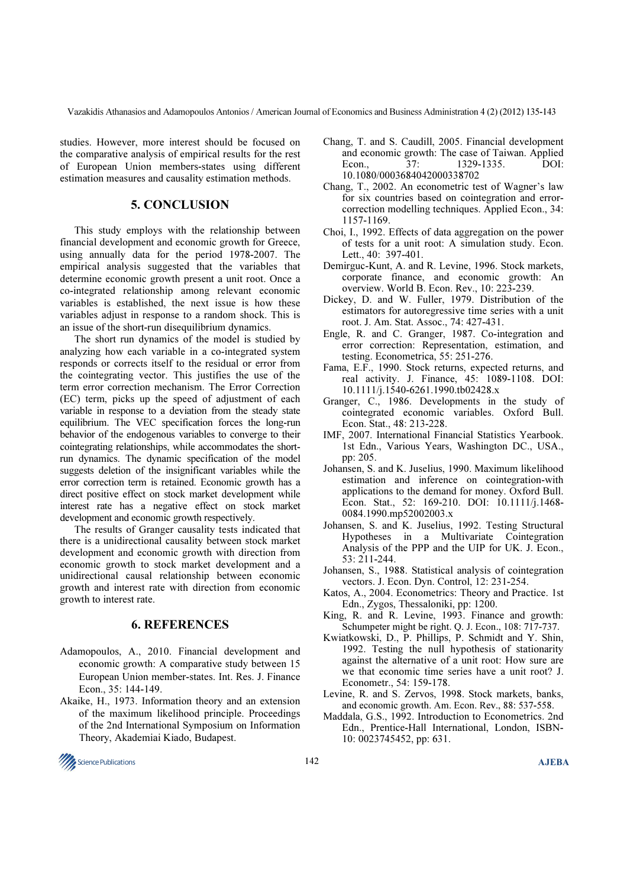studies. However, more interest should be focused on the comparative analysis of empirical results for the rest of European Union members-states using different estimation measures and causality estimation methods.

## 5. CONCLUSION

This study employs with the relationship between financial development and economic growth for Greece, using annually data for the period 1978-2007. The empirical analysis suggested that the variables that determine economic growth present a unit root. Once a co-integrated relationship among relevant economic variables is established, the next issue is how these variables adjust in response to a random shock. This is an issue of the short-run disequilibrium dynamics.

The short run dynamics of the model is studied by analyzing how each variable in a co-integrated system responds or corrects itself to the residual or error from the cointegrating vector. This justifies the use of the term error correction mechanism. The Error Correction (EC) term, picks up the speed of adjustment of each variable in response to a deviation from the steady state equilibrium. The VEC specification forces the long-run behavior of the endogenous variables to converge to their cointegrating relationships, while accommodates the short-run dynamics. The dynamic specification of the model suggests deletion of the insignificant variables while the error correction term is retained. Economic growth has a direct positive effect on stock market development while interest rate has a negative effect on stock market development and economic growth respectively.

The results of Granger causality tests indicated that there is a unidirectional causality between stock market development and economic growth with direction from economic growth to stock market development and a unidirectional causal relationship between economic growth and interest rate with direction from economic growth to interest rate.

## 6. REFERENCES

Adamopoulos, A., 2010. Financial development and economic growth: A comparative study between 15 European Union member-states. Int. Res. J. Finance Econ., 35: 144-149.

Akaike, H., 1973. Information theory and an extension of the maximum likelihood principle. Proceedings of the 2nd International Symposium on Information Theory, Akademiai Kiado, Budapest.

Chang, T. and S. Caudill, 2005. Financial development and economic growth: The case of Taiwan. Applied Econ., 37: 1329-1335. DOI: 10.1080/0003684042000338702

Chang, T., 2002. An econometric test of Wagner's law for six countries based on cointegration and error-correction modelling techniques. Applied Econ., 34: 1157-1169.

Choi, I., 1992. Effects of data aggregation on the power of tests for a unit root: A simulation study. Econ. Lett., 40: 397-401.

Demirguc-Kunt, A. and R. Levine, 1996. Stock markets, corporate finance, and economic growth: An overview. World B. Econ. Rev., 10: 223-239.

Dickey, D. and W. Fuller, 1979. Distribution of the estimators for autoregressive time series with a unit root. J. Am. Stat. Assoc., 74: 427-431.

Engle, R. and C. Granger, 1987. Co-integration and error correction: Representation, estimation, and testing. Econometrica, 55: 251-276.

Fama, E.F., 1990. Stock returns, expected returns, and real activity. J. Finance, 45: 1089-1108. DOI: 10.1111/j.1540-6261.1990.tb02428.x

Granger, C., 1986. Developments in the study of cointegrated economic variables. Oxford Bull. Econ. Stat., 48: 213-228.

IMF, 2007. International Financial Statistics Yearbook. 1st Edn., Various Years, Washington DC., USA., pp: 205.

Johansen, S. and K. Juselius, 1990. Maximum likelihood estimation and inference on cointegration-with applications to the demand for money. Oxford Bull. Econ. Stat., 52: 169-210. DOI: 10.1111/j.1468-0084.1990.mp52002003.x

Johansen, S. and K. Juselius, 1992. Testing Structural Hypotheses in a Multivariate Cointegration Analysis of the PPP and the UIP for UK. J. Econ., 53: 211-244.

Johansen, S., 1988. Statistical analysis of cointegration vectors. J. Econ. Dyn. Control, 12: 231-254.

Katos, A., 2004. Econometrics: Theory and Practice. 1st Edn., Zygos, Thessaloniki, pp: 1200.

King, R. and R. Levine, 1993. Finance and growth: Schumpeter might be right. Q. J. Econ., 108: 717-737.

Kwiatkowski, D., P. Phillips, P. Schmidt and Y. Shin, 1992. Testing the null hypothesis of stationarity against the alternative of a unit root: How sure are we that economic time series have a unit root? J. Econometr., 54: 159-178.

Levine, R. and S. Zervos, 1998. Stock markets, banks, and economic growth. Am. Econ. Rev., 88: 537-558.

Maddala, G.S., 1992. Introduction to Econometrics. 2nd Edn., Prentice-Hall International, London, ISBN-10: 0023745452, pp: 631.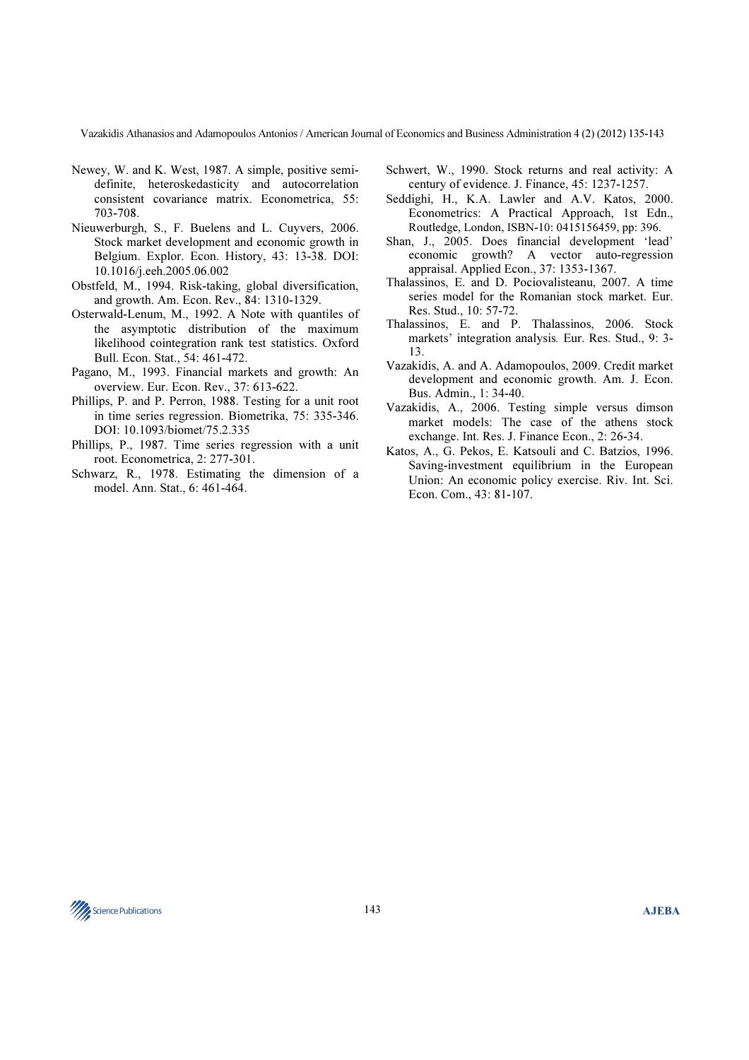Newey, W. and K. West, 1987. A simple, positive semi-definite, heteroskedasticity and autocorrelation consistent covariance matrix. Econometrica, 55: 703-708.

Nieuwerburgh, S., F. Buelens and L. Cuyvers, 2006. Stock market development and economic growth in Belgium. Explor. Econ. History, 43: 13-38. DOI: 10.1016/j.eeh.2005.06.002

Obstfeld, M., 1994. Risk-taking, global diversification, and growth. Am. Econ. Rev., 84: 1310-1329.

Osterwald-Lenum, M., 1992. A Note with quantiles of the asymptotic distribution of the maximum likelihood cointegration rank test statistics. Oxford Bull. Econ. Stat., 54: 461-472.

Pagano, M., 1993. Financial markets and growth: An overview. Eur. Econ. Rev., 37: 613-622.

Phillips, P. and P. Perron, 1988. Testing for a unit root in time series regression. Biometrika, 75: 335-346. DOI: 10.1093/biomet/75.2.335

Phillips, P., 1987. Time series regression with a unit root. Econometrica, 2: 277-301.

Schwarz, R., 1978. Estimating the dimension of a model. Ann. Stat., 6: 461-464.

Schwert, W., 1990. Stock returns and real activity: A century of evidence. J. Finance, 45: 1237-1257.

Seddighi, H., K.A. Lawler and A.V. Katos, 2000. Econometrics: A Practical Approach, 1st Edn., Routledge, London, ISBN-10: 0415156459, pp: 396.

Shan, J., 2005. Does financial development 'lead' economic growth? A vector auto-regression appraisal. Applied Econ., 37: 1353-1367.

Thalassinos, E. and D. Pociovalisteanu, 2007. A time series model for the Romanian stock market. Eur. Res. Stud., 10: 57-72.

Thalassinos, E. and P. Thalassinos, 2006. Stock markets' integration analysis. Eur. Res. Stud., 9: 3-13.

Vazakidis, A. and A. Adamopoulos, 2009. Credit market development and economic growth. Am. J. Econ. Bus. Admin., 1: 34-40.

Vazakidis, A., 2006. Testing simple versus dimson market models: The case of the athens stock exchange. Int. Res. J. Finance Econ., 2: 26-34.

Katos, A., G. Pekos, E. Katsouli and C. Batzios, 1996. Saving-investment equilibrium in the European Union: An economic policy exercise. Riv. Int. Sci. Econ. Com., 43: 81-107.